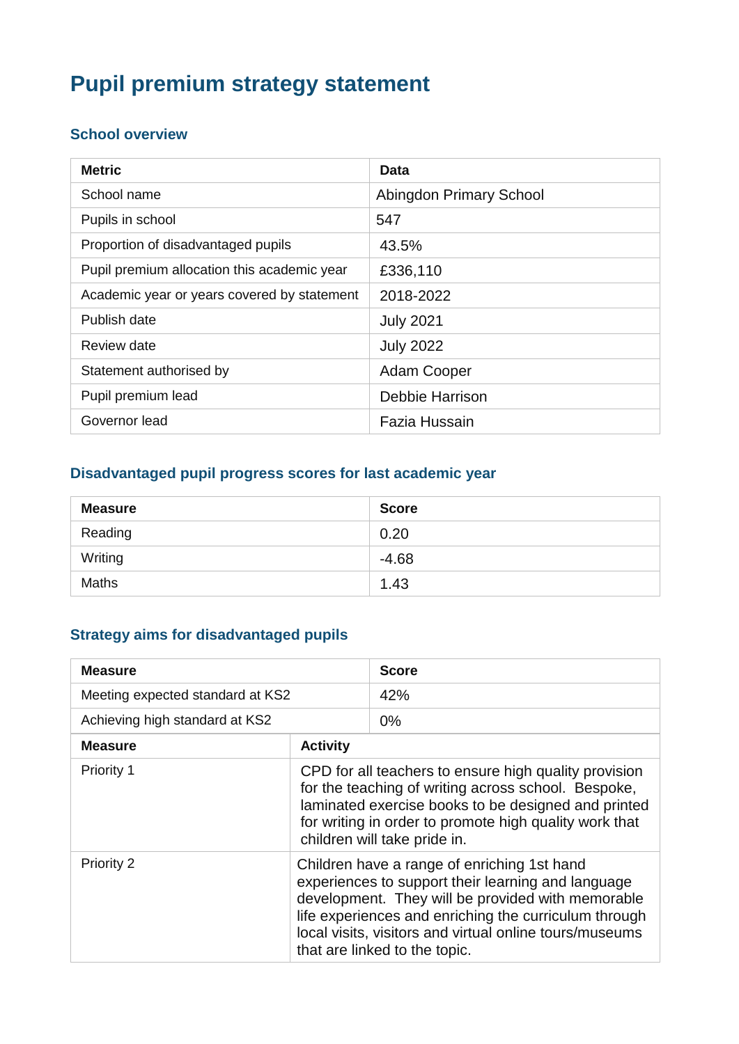# Pupil premium strategy statement

## School overview

| Metric | Data |
|---|---|
| School name | Abingdon Primary School |
| Pupils in school | 547 |
| Proportion of disadvantaged pupils | 43.5% |
| Pupil premium allocation this academic year | £336,110 |
| Academic year or years covered by statement | 2018-2022 |
| Publish date | July 2021 |
| Review date | July 2022 |
| Statement authorised by | Adam Cooper |
| Pupil premium lead | Debbie Harrison |
| Governor lead | Fazia Hussain |

## Disadvantaged pupil progress scores for last academic year

| Measure | Score |
|---|---|
| Reading | 0.20 |
| Writing | -4.68 |
| Maths | 1.43 |

## Strategy aims for disadvantaged pupils

| Measure | Score |
|---|---|
| Meeting expected standard at KS2 | 42% |
| Achieving high standard at KS2 | 0% |

| Measure | Activity |
|---|---|
| Priority 1 | CPD for all teachers to ensure high quality provision for the teaching of writing across school. Bespoke, laminated exercise books to be designed and printed for writing in order to promote high quality work that children will take pride in. |
| Priority 2 | Children have a range of enriching 1st hand experiences to support their learning and language development. They will be provided with memorable life experiences and enriching the curriculum through local visits, visitors and virtual online tours/museums that are linked to the topic. |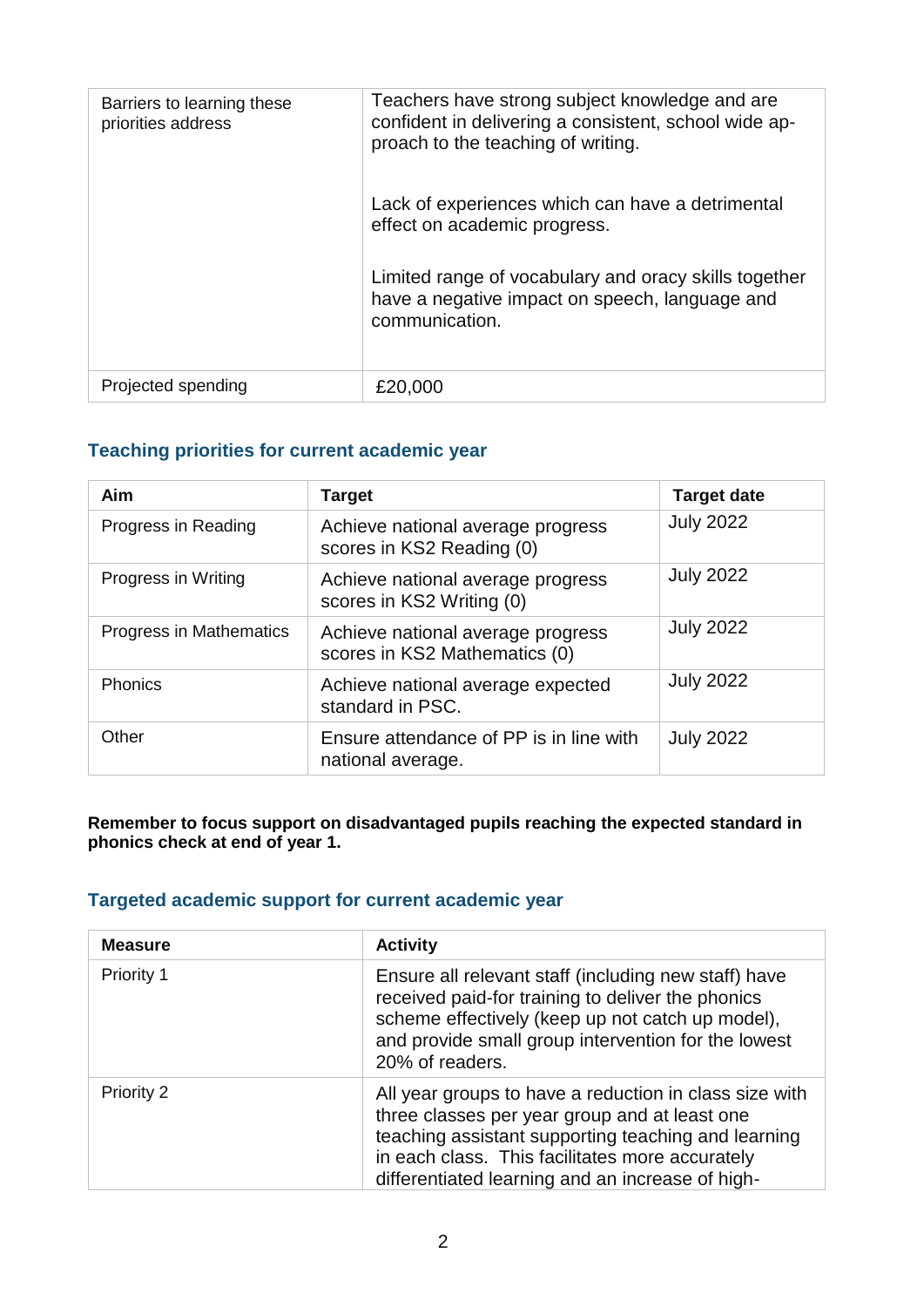| | |
|---|---|
| Barriers to learning these priorities address | Teachers have strong subject knowledge and are confident in delivering a consistent, school wide approach to the teaching of writing.<br><br>Lack of experiences which can have a detrimental effect on academic progress.<br><br>Limited range of vocabulary and oracy skills together have a negative impact on speech, language and communication. |
| Projected spending | £20,000 |

## Teaching priorities for current academic year

| Aim | Target | Target date |
|---|---|---|
| Progress in Reading | Achieve national average progress scores in KS2 Reading (0) | July 2022 |
| Progress in Writing | Achieve national average progress scores in KS2 Writing (0) | July 2022 |
| Progress in Mathematics | Achieve national average progress scores in KS2 Mathematics (0) | July 2022 |
| Phonics | Achieve national average expected standard in PSC. | July 2022 |
| Other | Ensure attendance of PP is in line with national average. | July 2022 |

**Remember to focus support on disadvantaged pupils reaching the expected standard in phonics check at end of year 1.**

## Targeted academic support for current academic year

| Measure | Activity |
|---|---|
| Priority 1 | Ensure all relevant staff (including new staff) have received paid-for training to deliver the phonics scheme effectively (keep up not catch up model), and provide small group intervention for the lowest 20% of readers. |
| Priority 2 | All year groups to have a reduction in class size with three classes per year group and at least one teaching assistant supporting teaching and learning in each class. This facilitates more accurately differentiated learning and an increase of high- |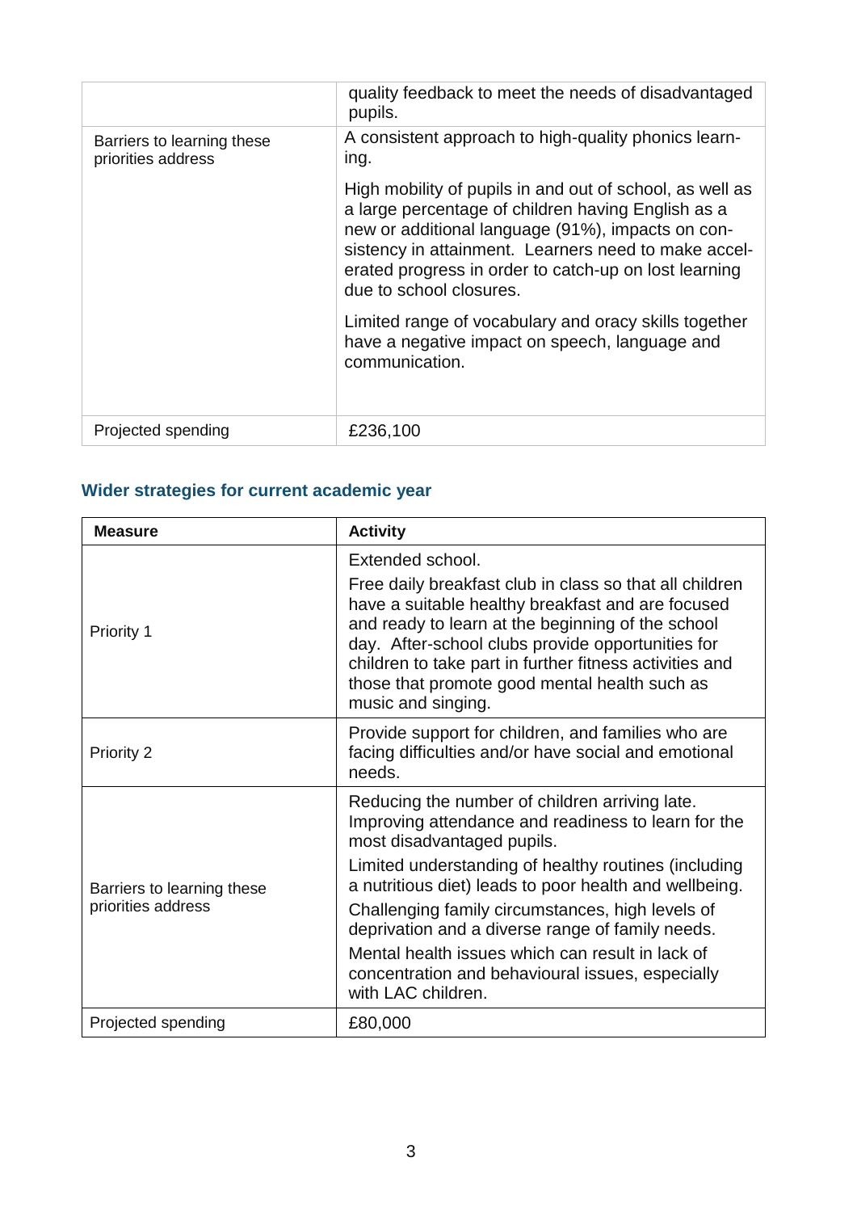| | |
|---|---|
| | quality feedback to meet the needs of disadvantaged pupils. |
| Barriers to learning these priorities address | A consistent approach to high-quality phonics learning.<br><br>High mobility of pupils in and out of school, as well as a large percentage of children having English as a new or additional language (91%), impacts on consistency in attainment. Learners need to make accelerated progress in order to catch-up on lost learning due to school closures.<br><br>Limited range of vocabulary and oracy skills together have a negative impact on speech, language and communication. |
| Projected spending | £236,100 |

## Wider strategies for current academic year

| Measure | Activity |
|---|---|
| Priority 1 | Extended school.<br><br>Free daily breakfast club in class so that all children have a suitable healthy breakfast and are focused and ready to learn at the beginning of the school day. After-school clubs provide opportunities for children to take part in further fitness activities and those that promote good mental health such as music and singing. |
| Priority 2 | Provide support for children, and families who are facing difficulties and/or have social and emotional needs. |
| Barriers to learning these priorities address | Reducing the number of children arriving late. Improving attendance and readiness to learn for the most disadvantaged pupils.<br><br>Limited understanding of healthy routines (including a nutritious diet) leads to poor health and wellbeing.<br><br>Challenging family circumstances, high levels of deprivation and a diverse range of family needs.<br><br>Mental health issues which can result in lack of concentration and behavioural issues, especially with LAC children. |
| Projected spending | £80,000 |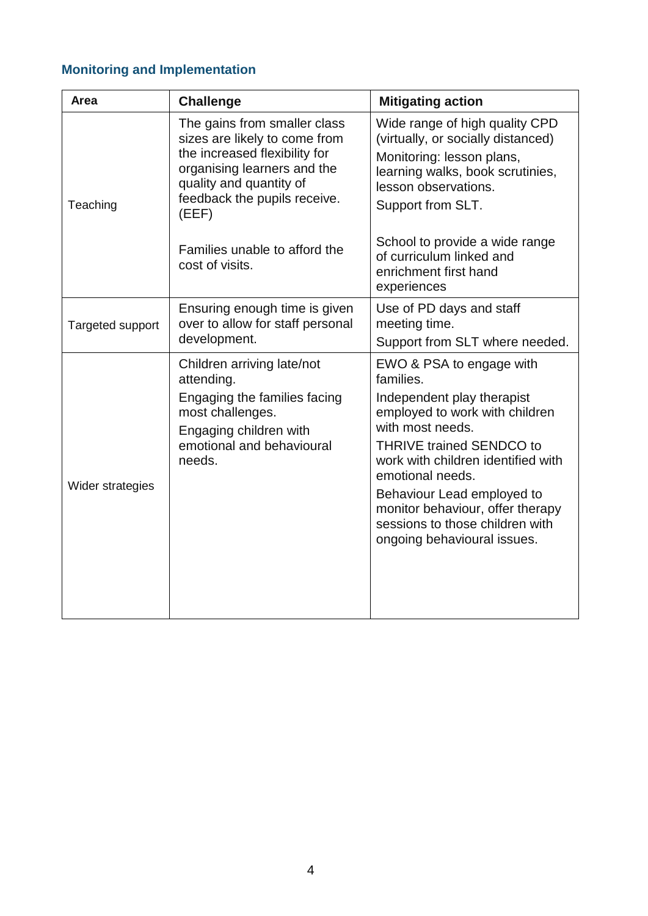## Monitoring and Implementation

| Area | Challenge | Mitigating action |
| --- | --- | --- |
| Teaching | The gains from smaller class sizes are likely to come from the increased flexibility for organising learners and the quality and quantity of feedback the pupils receive. (EEF)<br><br>Families unable to afford the cost of visits. | Wide range of high quality CPD (virtually, or socially distanced)<br>Monitoring: lesson plans, learning walks, book scrutinies, lesson observations.<br>Support from SLT.<br><br>School to provide a wide range of curriculum linked and enrichment first hand experiences |
| Targeted support | Ensuring enough time is given over to allow for staff personal development. | Use of PD days and staff meeting time.<br>Support from SLT where needed. |
| Wider strategies | Children arriving late/not attending.<br>Engaging the families facing most challenges.<br>Engaging children with emotional and behavioural needs. | EWO & PSA to engage with families.<br>Independent play therapist employed to work with children with most needs.<br>THRIVE trained SENDCO to work with children identified with emotional needs.<br>Behaviour Lead employed to monitor behaviour, offer therapy sessions to those children with ongoing behavioural issues. |